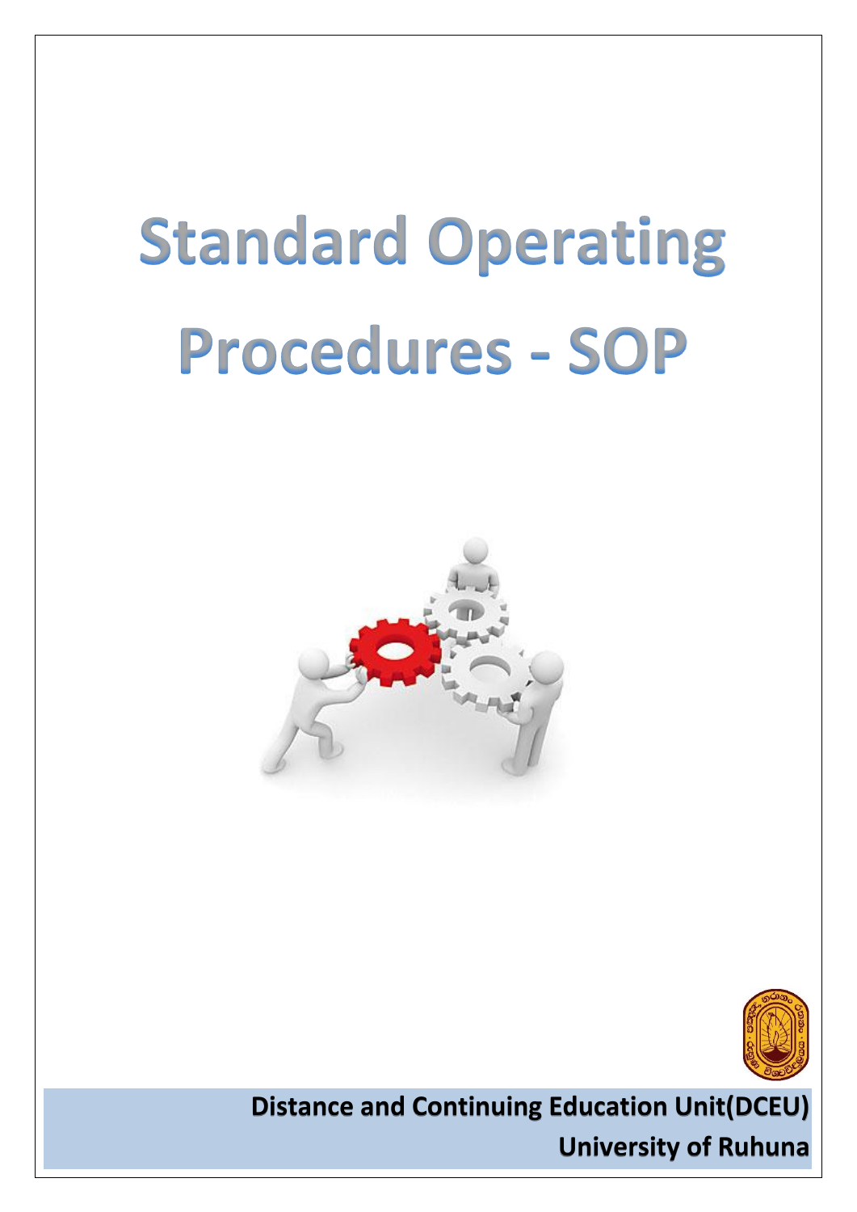# Standard Operating Procedures - SOP

**Distance and Continuing Education Unit(DCEU)**

**University of Ruhuna**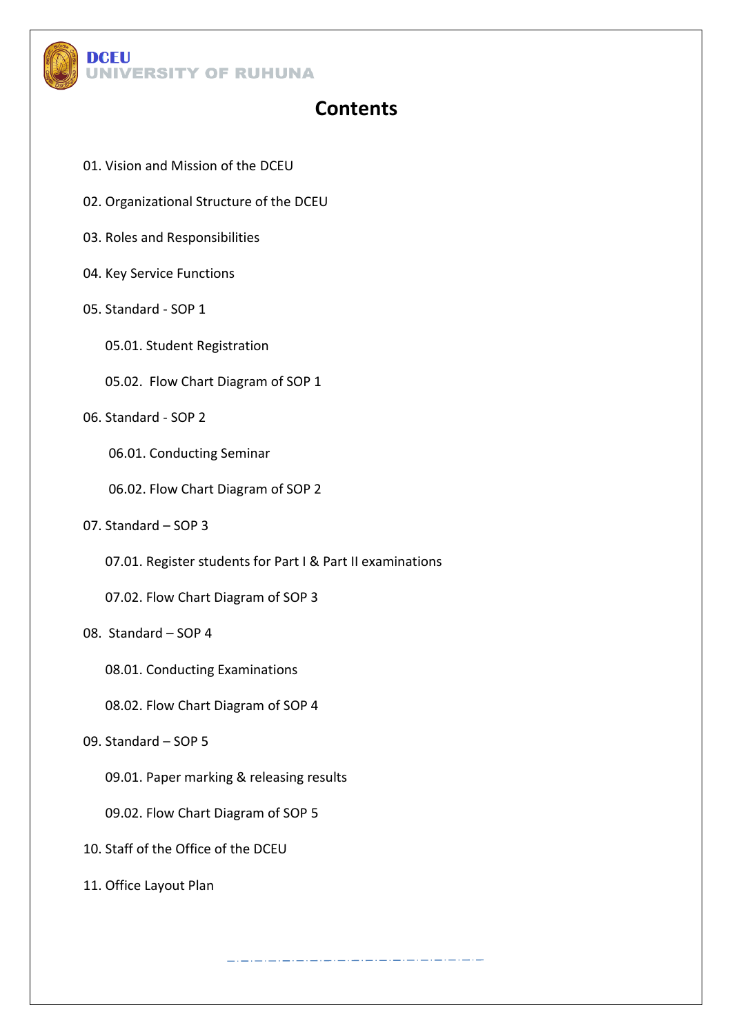# Contents

01. Vision and Mission of the DCEU

02. Organizational Structure of the DCEU

03. Roles and Responsibilities

04. Key Service Functions

05. Standard - SOP 1

    05.01. Student Registration

    05.02. Flow Chart Diagram of SOP 1

06. Standard - SOP 2

    06.01. Conducting Seminar

    06.02. Flow Chart Diagram of SOP 2

07. Standard – SOP 3

    07.01. Register students for Part I & Part II examinations

    07.02. Flow Chart Diagram of SOP 3

08. Standard – SOP 4

    08.01. Conducting Examinations

    08.02. Flow Chart Diagram of SOP 4

09. Standard – SOP 5

    09.01. Paper marking & releasing results

    09.02. Flow Chart Diagram of SOP 5

10. Staff of the Office of the DCEU

11. Office Layout Plan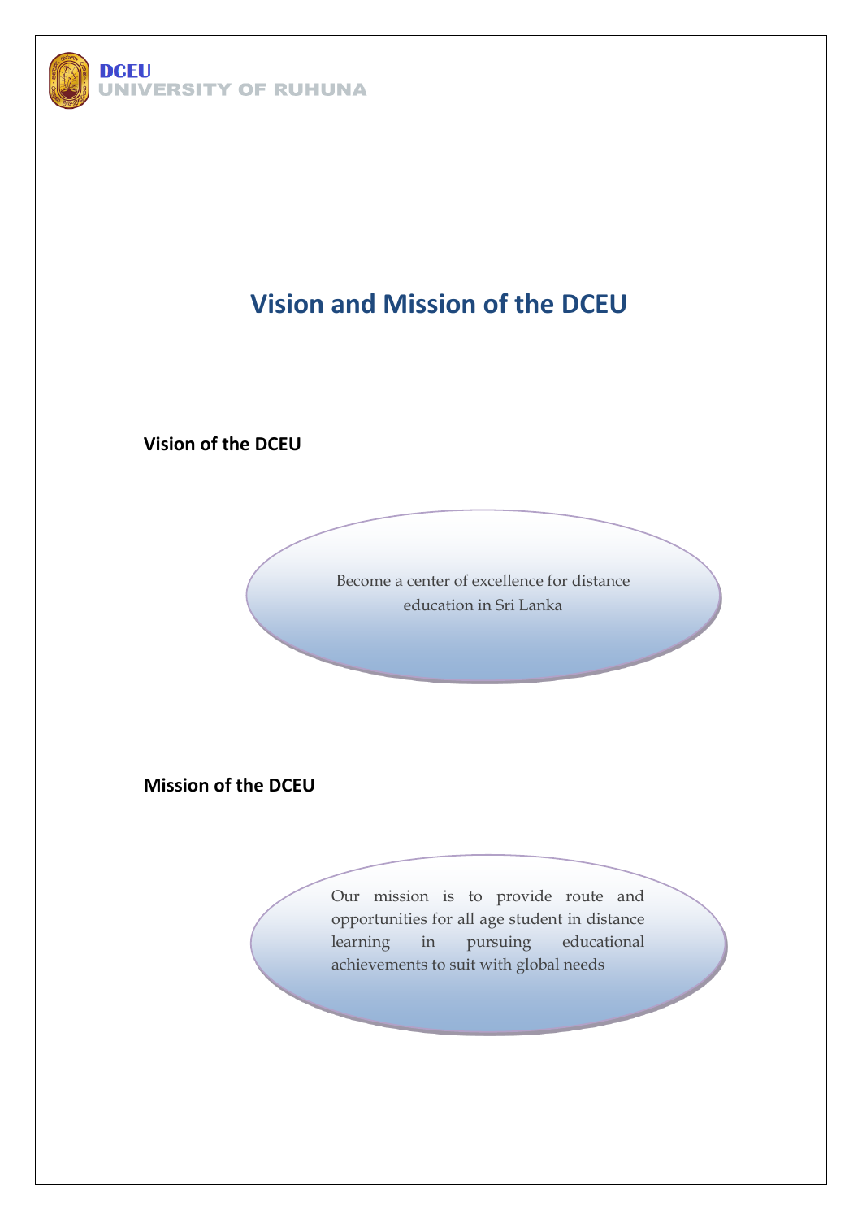# Vision and Mission of the DCEU

## Vision of the DCEU

Become a center of excellence for distance education in Sri Lanka

## Mission of the DCEU

Our mission is to provide route and opportunities for all age student in distance learning in pursuing educational achievements to suit with global needs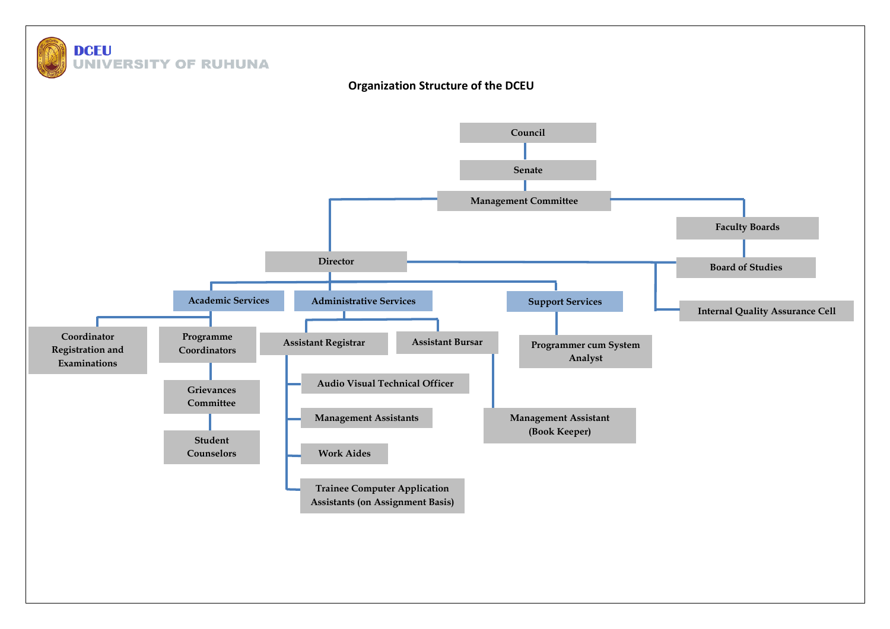DCEU
UNIVERSITY OF RUHUNA

## Organization Structure of the DCEU

- Council
  - Senate
    - Management Committee
      - Faculty Boards
        - Board of Studies
      - Director
        - Board of Studies
        - Internal Quality Assurance Cell
        - Academic Services
          - Coordinator Registration and Examinations
          - Programme Coordinators
            - Grievances Committee
              - Student Counselors
        - Administrative Services
          - Assistant Registrar
            - Audio Visual Technical Officer
            - Management Assistants
            - Work Aides
            - Trainee Computer Application Assistants (on Assignment Basis)
          - Assistant Bursar
            - Management Assistant (Book Keeper)
        - Support Services
          - Programmer cum System Analyst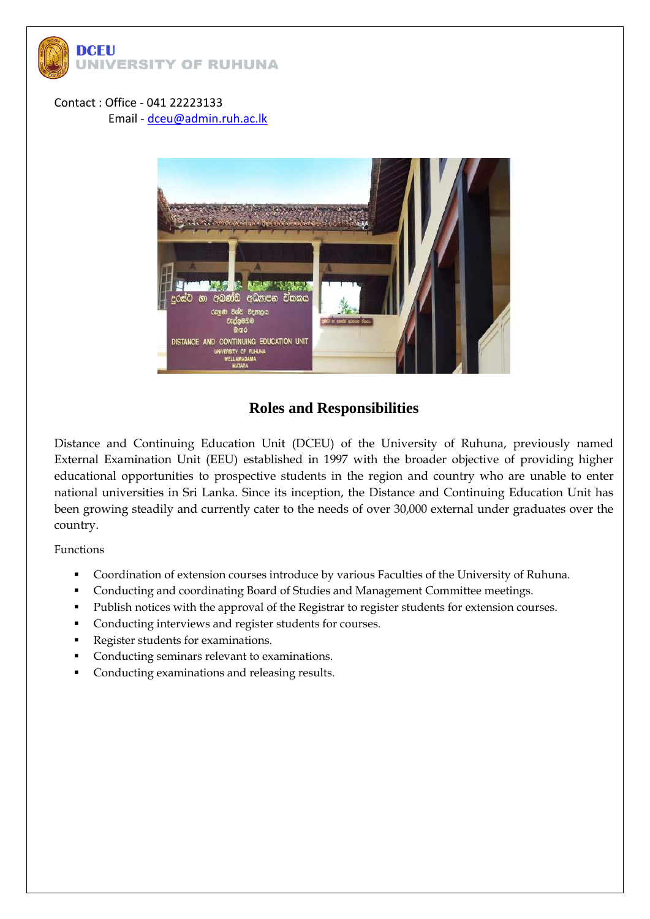**DCEU**
**UNIVERSITY OF RUHUNA**

Contact : Office - 041 22223133
Email - dceu@admin.ruh.ac.lk

## Roles and Responsibilities

Distance and Continuing Education Unit (DCEU) of the University of Ruhuna, previously named External Examination Unit (EEU) established in 1997 with the broader objective of providing higher educational opportunities to prospective students in the region and country who are unable to enter national universities in Sri Lanka. Since its inception, the Distance and Continuing Education Unit has been growing steadily and currently cater to the needs of over 30,000 external under graduates over the country.

Functions

- Coordination of extension courses introduce by various Faculties of the University of Ruhuna.
- Conducting and coordinating Board of Studies and Management Committee meetings.
- Publish notices with the approval of the Registrar to register students for extension courses.
- Conducting interviews and register students for courses.
- Register students for examinations.
- Conducting seminars relevant to examinations.
- Conducting examinations and releasing results.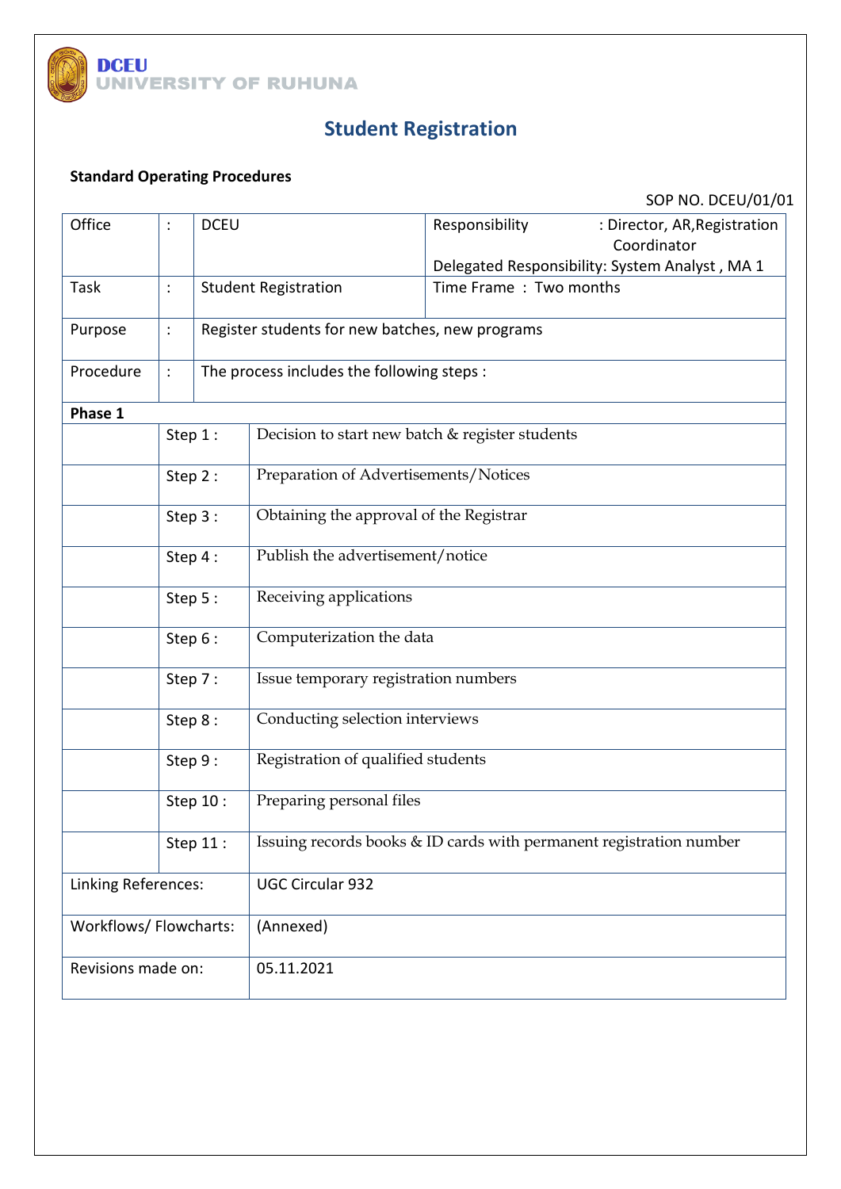DCEU
UNIVERSITY OF RUHUNA

# Student Registration

**Standard Operating Procedures**

SOP NO. DCEU/01/01

| Office | : | DCEU | Responsibility : Director, AR,Registration Coordinator<br>Delegated Responsibility: System Analyst , MA 1 |
|---|---|---|---|
| Task | : | Student Registration | Time Frame : Two months |
| Purpose | : | Register students for new batches, new programs | |
| Procedure | : | The process includes the following steps : | |

**Phase 1**

| | | |
|---|---|---|
| | Step 1 : | Decision to start new batch & register students |
| | Step 2 : | Preparation of Advertisements/Notices |
| | Step 3 : | Obtaining the approval of the Registrar |
| | Step 4 : | Publish the advertisement/notice |
| | Step 5 : | Receiving applications |
| | Step 6 : | Computerization the data |
| | Step 7 : | Issue temporary registration numbers |
| | Step 8 : | Conducting selection interviews |
| | Step 9 : | Registration of qualified students |
| | Step 10 : | Preparing personal files |
| | Step 11 : | Issuing records books & ID cards with permanent registration number |

| | |
|---|---|
| Linking References: | UGC Circular 932 |
| Workflows/ Flowcharts: | (Annexed) |
| Revisions made on: | 05.11.2021 |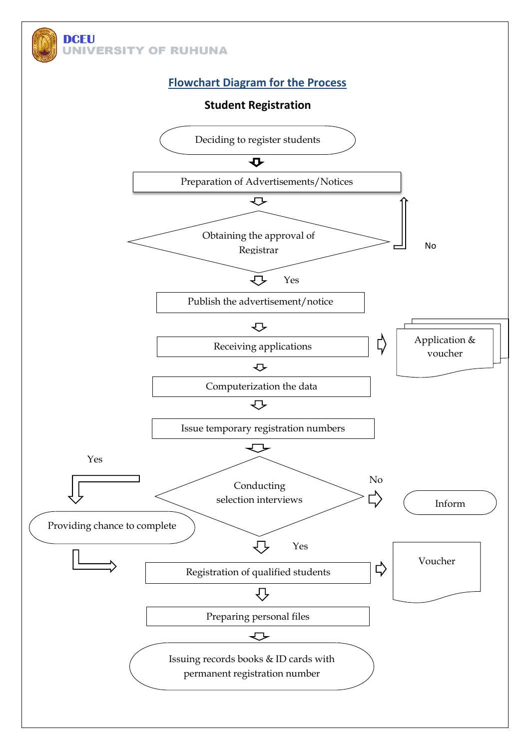DCEU
UNIVERSITY OF RUHUNA

## Flowchart Diagram for the Process

### Student Registration

Deciding to register students

Preparation of Advertisements/Notices

Obtaining the approval of Registrar

No

Yes

Publish the advertisement/notice

Receiving applications

Application & voucher

Computerization the data

Issue temporary registration numbers

Yes

Conducting selection interviews

No

Inform

Providing chance to complete

Yes

Registration of qualified students

Voucher

Preparing personal files

Issuing records books & ID cards with permanent registration number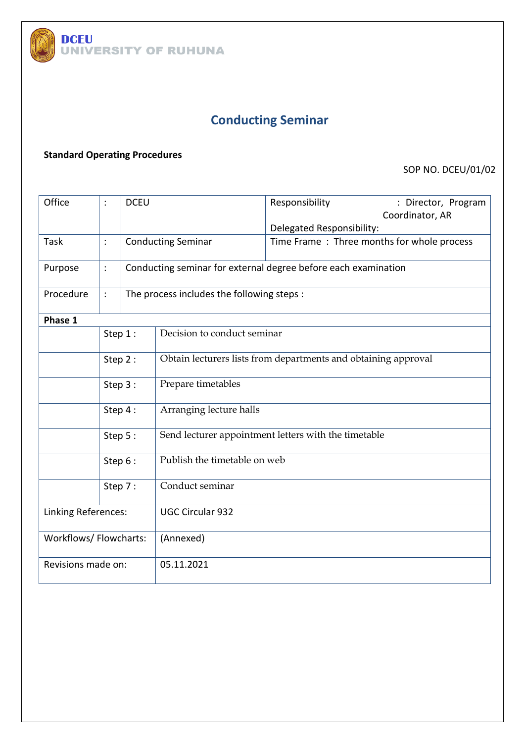DCEU
UNIVERSITY OF RUHUNA

# Conducting Seminar

**Standard Operating Procedures**

SOP NO. DCEU/01/02

| Office | : | DCEU | Responsibility : Director, Program Coordinator, AR<br>Delegated Responsibility: |
|---|---|---|---|
| Task | : | Conducting Seminar | Time Frame : Three months for whole process |
| Purpose | : | Conducting seminar for external degree before each examination | |
| Procedure | : | The process includes the following steps : | |

| **Phase 1** | | |
|---|---|---|
| | Step 1 : | Decision to conduct seminar |
| | Step 2 : | Obtain lecturers lists from departments and obtaining approval |
| | Step 3 : | Prepare timetables |
| | Step 4 : | Arranging lecture halls |
| | Step 5 : | Send lecturer appointment letters with the timetable |
| | Step 6 : | Publish the timetable on web |
| | Step 7 : | Conduct seminar |
| Linking References: | | UGC Circular 932 |
| Workflows/ Flowcharts: | | (Annexed) |
| Revisions made on: | | 05.11.2021 |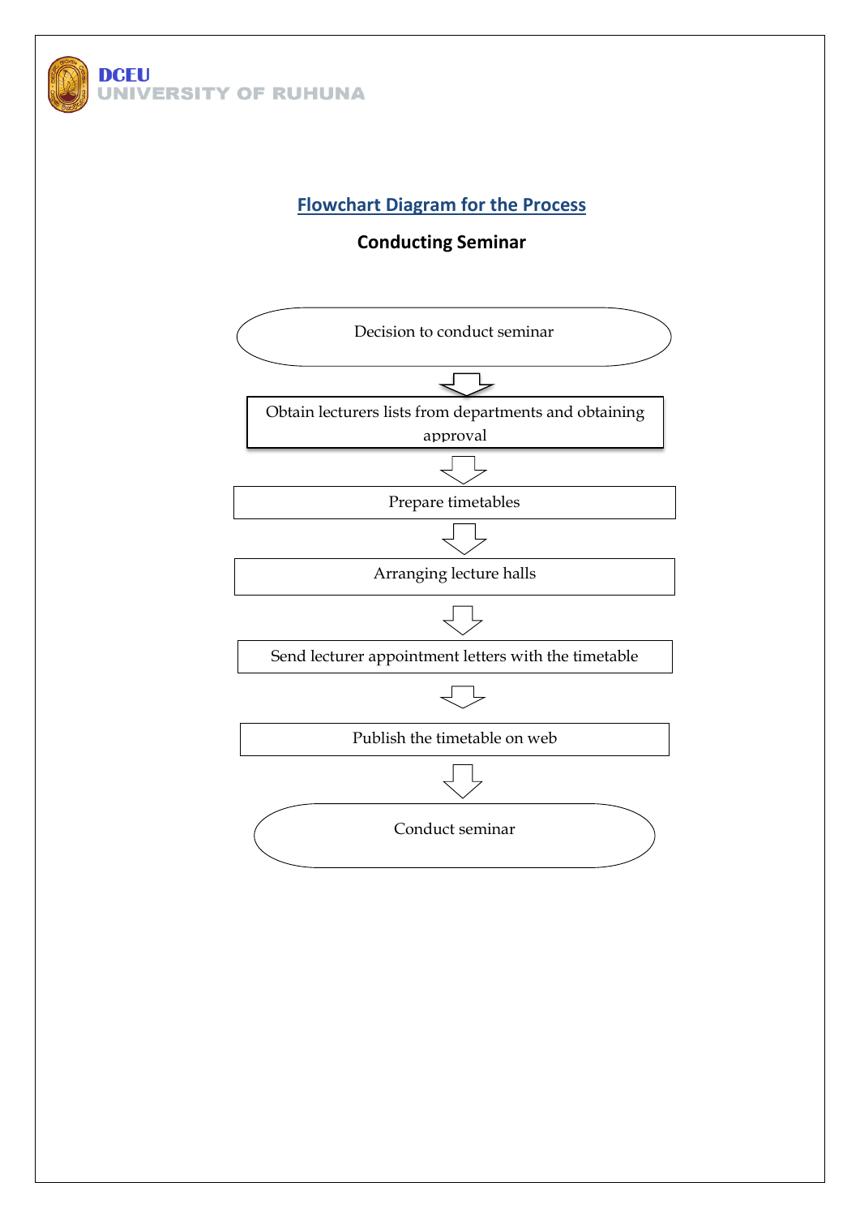DCEU
UNIVERSITY OF RUHUNA

## Flowchart Diagram for the Process

### Conducting Seminar

Decision to conduct seminar

↓

Obtain lecturers lists from departments and obtaining approval

↓

Prepare timetables

↓

Arranging lecture halls

↓

Send lecturer appointment letters with the timetable

↓

Publish the timetable on web

↓

Conduct seminar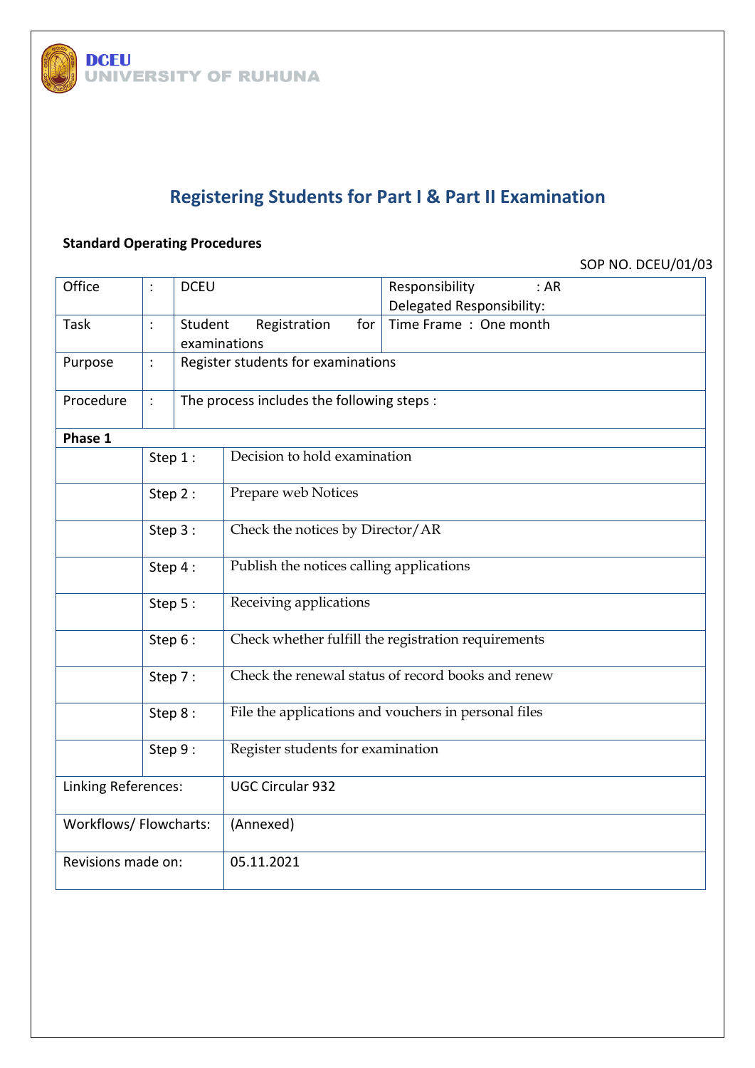DCEU
UNIVERSITY OF RUHUNA

# Registering Students for Part I & Part II Examination

**Standard Operating Procedures**

SOP NO. DCEU/01/03

| Office | : | DCEU | Responsibility : AR<br>Delegated Responsibility: |
|---|---|---|---|
| Task | : | Student Registration for examinations | Time Frame : One month |
| Purpose | : | Register students for examinations | |
| Procedure | : | The process includes the following steps : | |

**Phase 1**

| | | |
|---|---|---|
| | Step 1 : | Decision to hold examination |
| | Step 2 : | Prepare web Notices |
| | Step 3 : | Check the notices by Director/AR |
| | Step 4 : | Publish the notices calling applications |
| | Step 5 : | Receiving applications |
| | Step 6 : | Check whether fulfill the registration requirements |
| | Step 7 : | Check the renewal status of record books and renew |
| | Step 8 : | File the applications and vouchers in personal files |
| | Step 9 : | Register students for examination |

| | |
|---|---|
| Linking References: | UGC Circular 932 |
| Workflows/ Flowcharts: | (Annexed) |
| Revisions made on: | 05.11.2021 |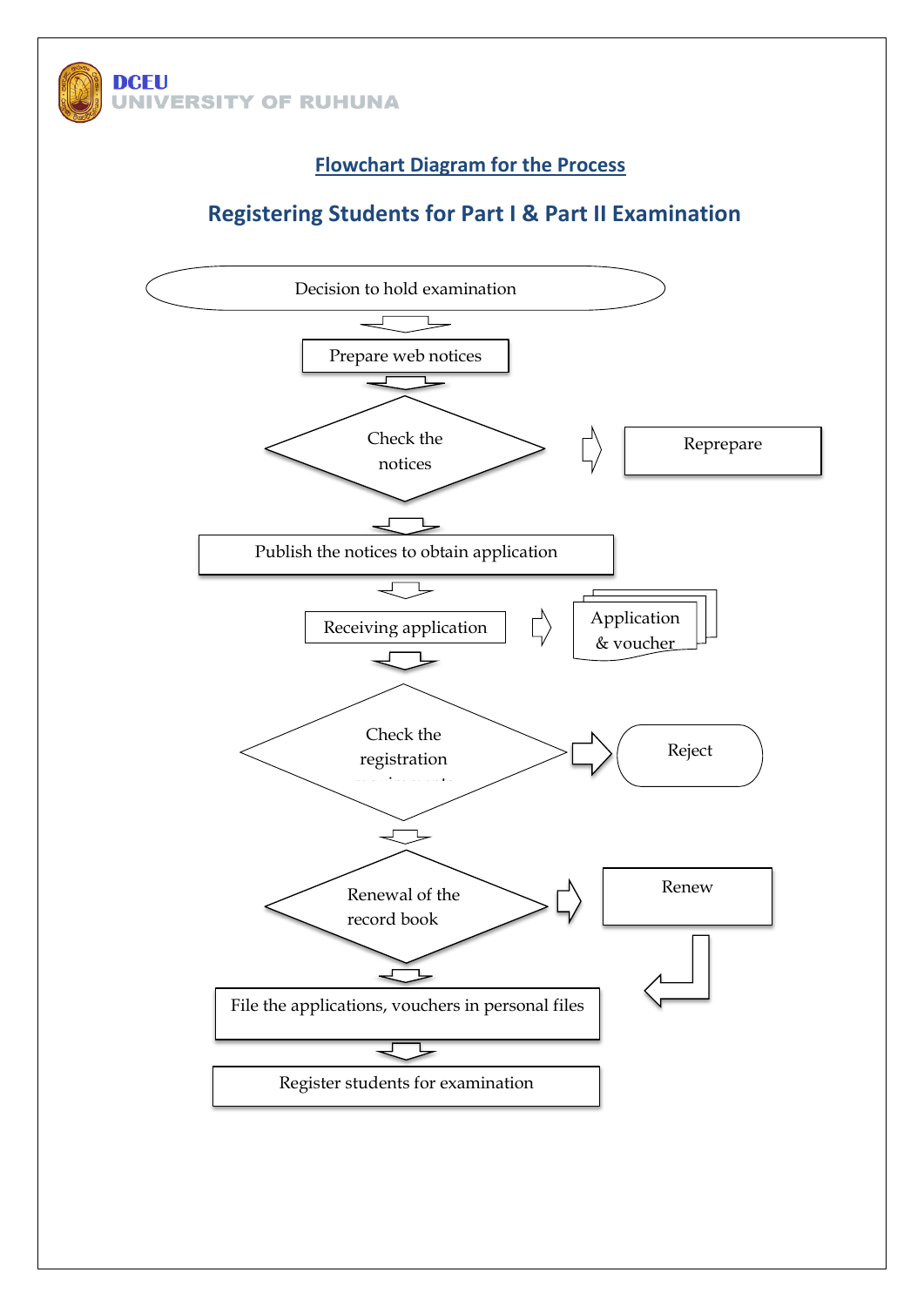DCEU
UNIVERSITY OF RUHUNA

## Flowchart Diagram for the Process

## Registering Students for Part I & Part II Examination

Decision to hold examination

Prepare web notices

Check the notices → Reprepare

Publish the notices to obtain application

Receiving application → Application & voucher

Check the registration requirements → Reject

Renewal of the record book → Renew

File the applications, vouchers in personal files

Register students for examination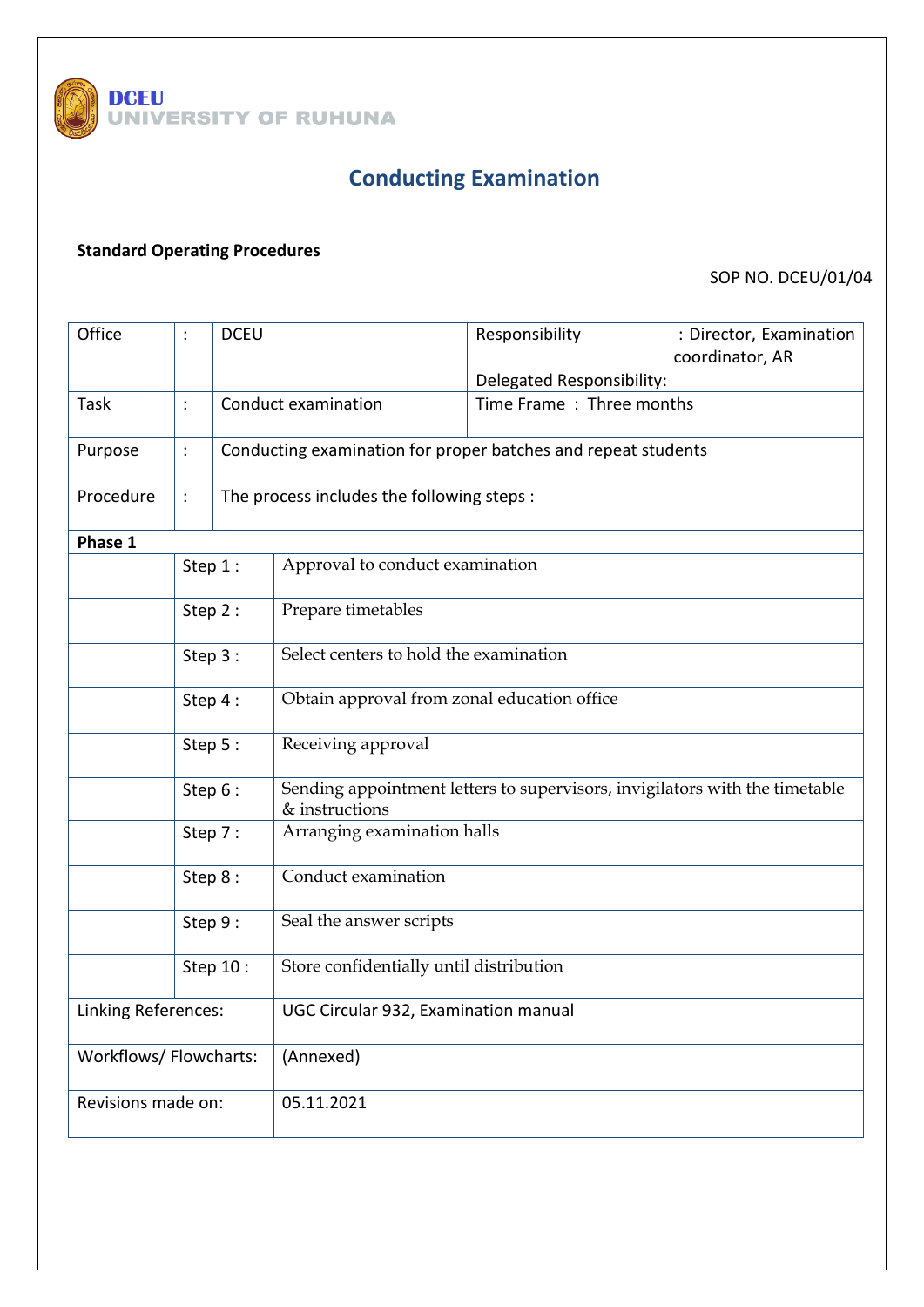**DCEU**
**UNIVERSITY OF RUHUNA**

# Conducting Examination

**Standard Operating Procedures**

SOP NO. DCEU/01/04

| Office | : | DCEU | Responsibility : Director, Examination coordinator, AR<br>Delegated Responsibility: |
|---|---|---|---|
| Task | : | Conduct examination | Time Frame : Three months |
| Purpose | : | Conducting examination for proper batches and repeat students | |
| Procedure | : | The process includes the following steps : | |

| **Phase 1** | | |
|---|---|---|
| | Step 1 : | Approval to conduct examination |
| | Step 2 : | Prepare timetables |
| | Step 3 : | Select centers to hold the examination |
| | Step 4 : | Obtain approval from zonal education office |
| | Step 5 : | Receiving approval |
| | Step 6 : | Sending appointment letters to supervisors, invigilators with the timetable & instructions |
| | Step 7 : | Arranging examination halls |
| | Step 8 : | Conduct examination |
| | Step 9 : | Seal the answer scripts |
| | Step 10 : | Store confidentially until distribution |

| | |
|---|---|
| Linking References: | UGC Circular 932, Examination manual |
| Workflows/ Flowcharts: | (Annexed) |
| Revisions made on: | 05.11.2021 |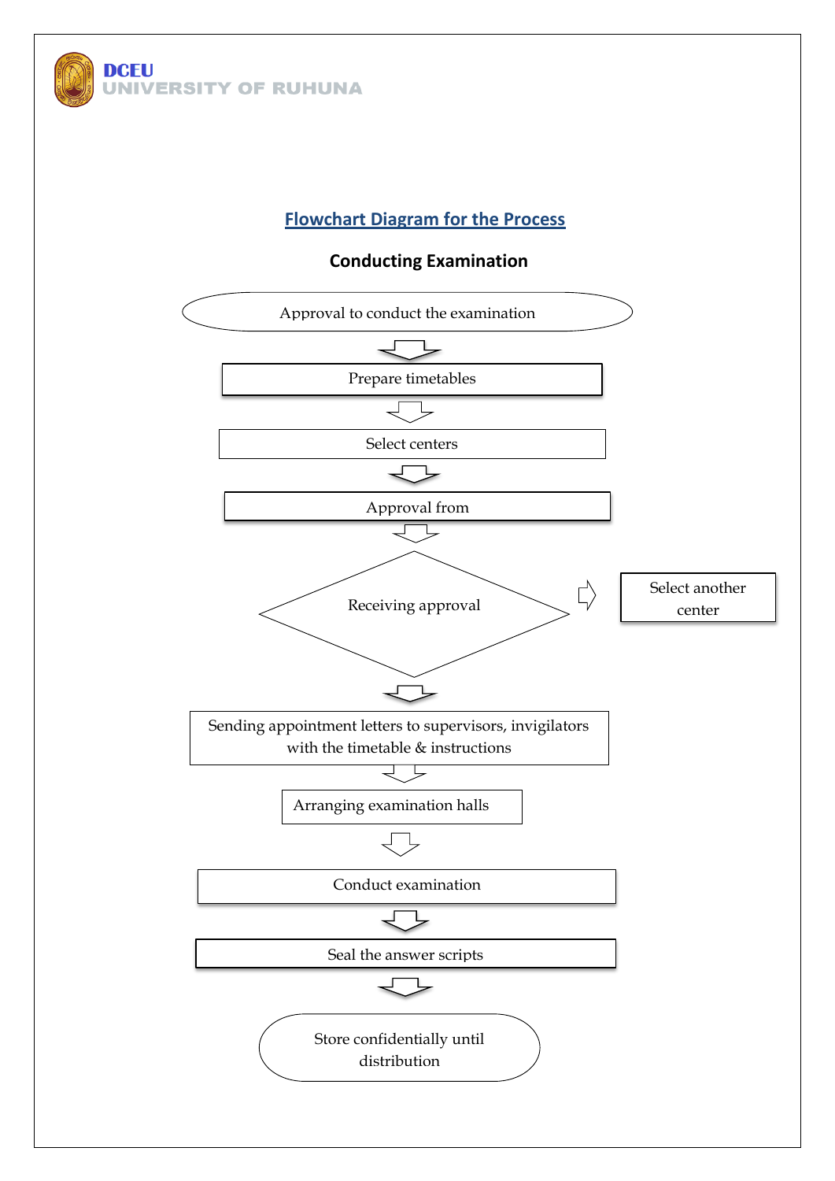## Flowchart Diagram for the Process

### Conducting Examination

Approval to conduct the examination

↓

Prepare timetables

↓

Select centers

↓

Approval from

↓

Receiving approval → Select another center

↓

Sending appointment letters to supervisors, invigilators with the timetable & instructions

↓

Arranging examination halls

↓

Conduct examination

↓

Seal the answer scripts

↓

Store confidentially until distribution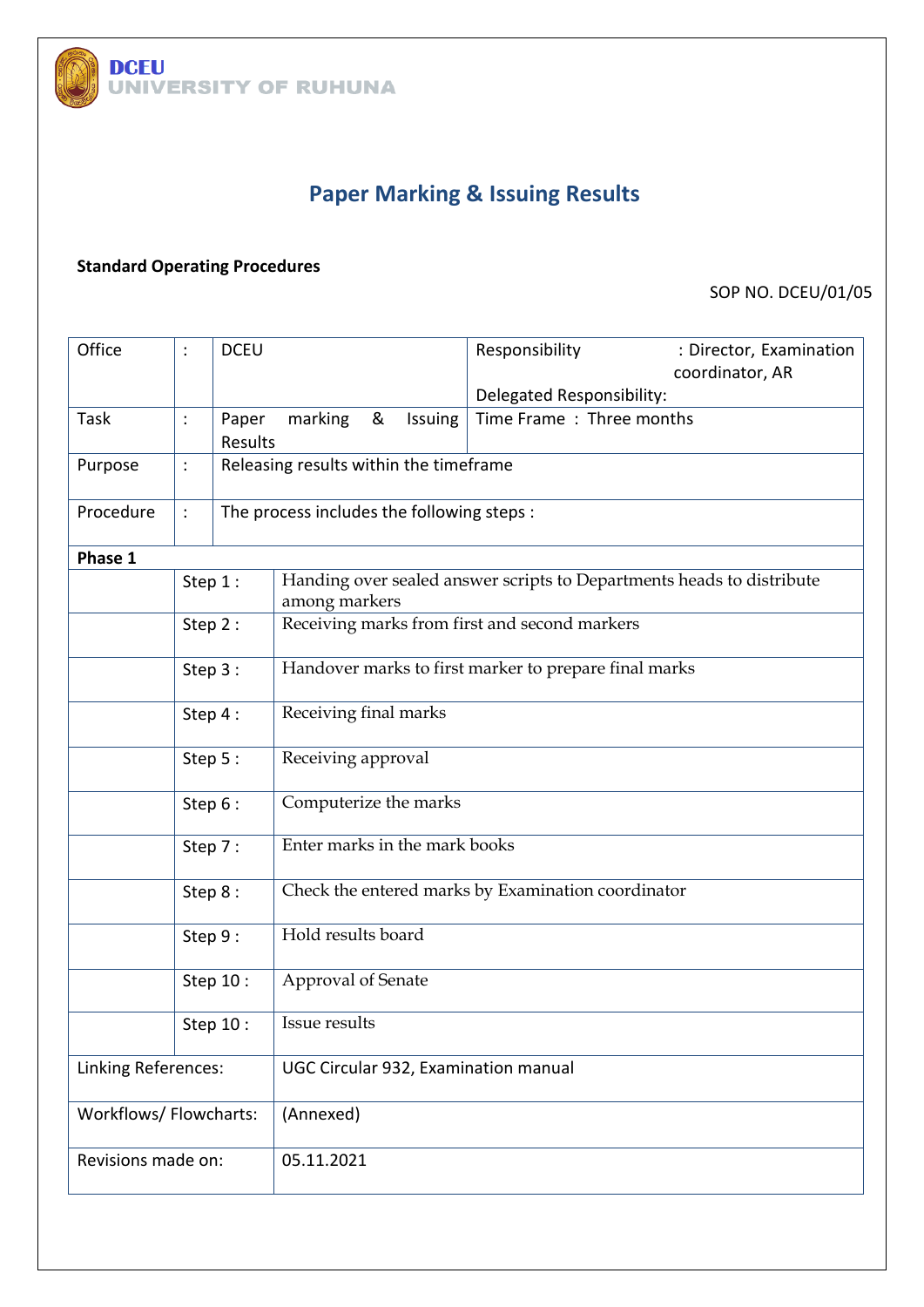DCEU
UNIVERSITY OF RUHUNA

# Paper Marking & Issuing Results

**Standard Operating Procedures**

SOP NO. DCEU/01/05

| Office | : | DCEU | Responsibility : Director, Examination coordinator, AR<br>Delegated Responsibility: |
|---|---|---|---|
| Task | : | Paper marking & Issuing Results | Time Frame : Three months |
| Purpose | : | Releasing results within the timeframe | |
| Procedure | : | The process includes the following steps : | |

| **Phase 1** | | |
|---|---|---|
| | Step 1 : | Handing over sealed answer scripts to Departments heads to distribute among markers |
| | Step 2 : | Receiving marks from first and second markers |
| | Step 3 : | Handover marks to first marker to prepare final marks |
| | Step 4 : | Receiving final marks |
| | Step 5 : | Receiving approval |
| | Step 6 : | Computerize the marks |
| | Step 7 : | Enter marks in the mark books |
| | Step 8 : | Check the entered marks by Examination coordinator |
| | Step 9 : | Hold results board |
| | Step 10 : | Approval of Senate |
| | Step 10 : | Issue results |
| Linking References: | | UGC Circular 932, Examination manual |
| Workflows/ Flowcharts: | | (Annexed) |
| Revisions made on: | | 05.11.2021 |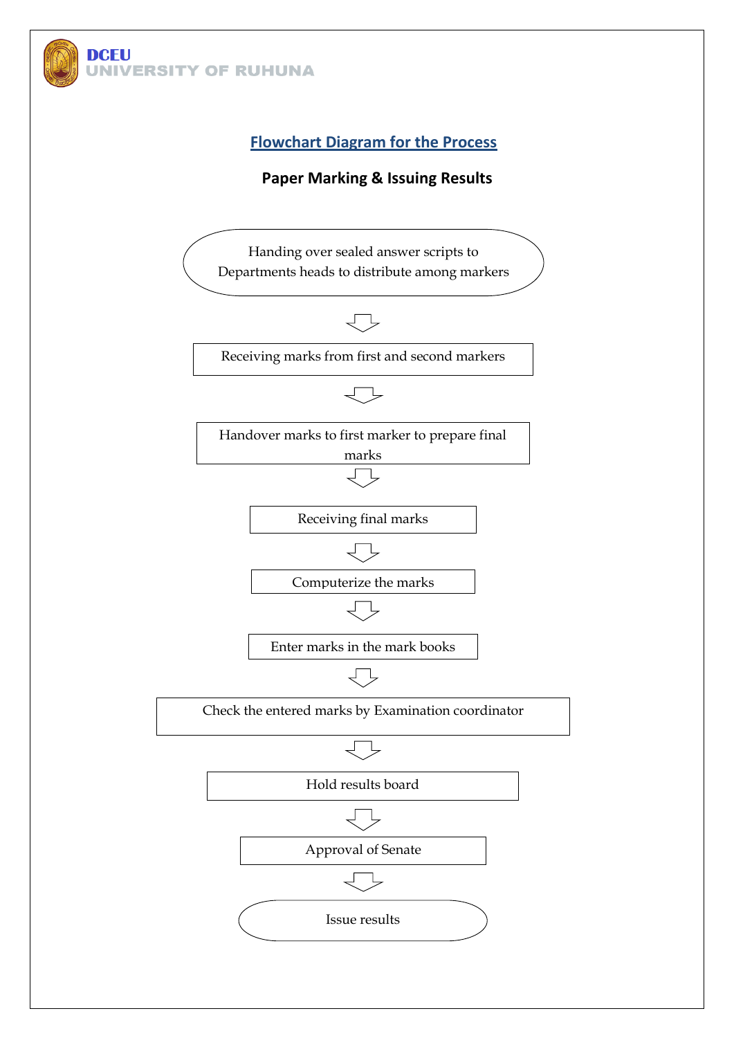## Flowchart Diagram for the Process

### Paper Marking & Issuing Results

Handing over sealed answer scripts to Departments heads to distribute among markers

↓

Receiving marks from first and second markers

↓

Handover marks to first marker to prepare final marks

↓

Receiving final marks

↓

Computerize the marks

↓

Enter marks in the mark books

↓

Check the entered marks by Examination coordinator

↓

Hold results board

↓

Approval of Senate

↓

Issue results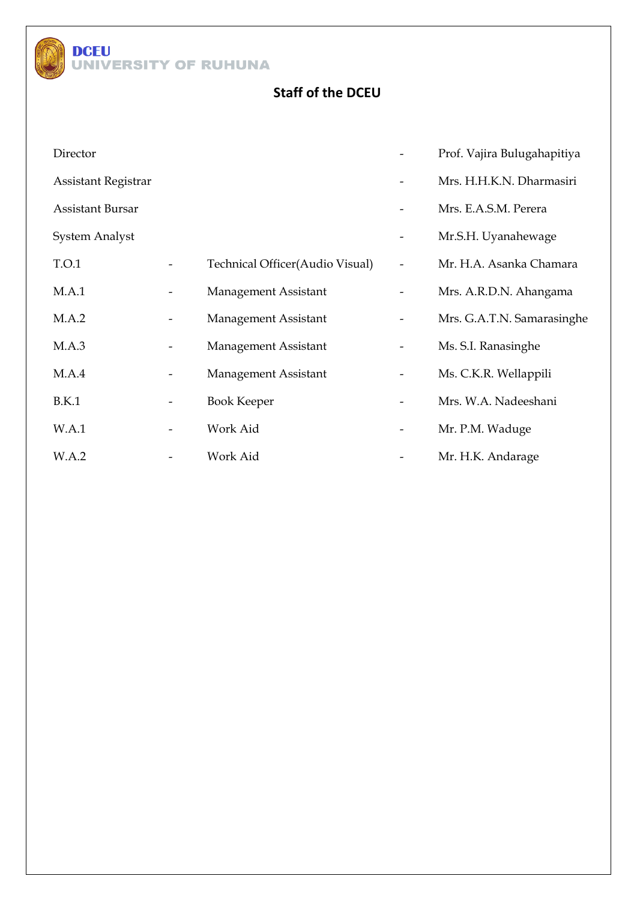DCEU
UNIVERSITY OF RUHUNA

## Staff of the DCEU

| | | | | |
|---|---|---|---|---|
| Director | | | - | Prof. Vajira Bulugahapitiya |
| Assistant Registrar | | | - | Mrs. H.H.K.N. Dharmasiri |
| Assistant Bursar | | | - | Mrs. E.A.S.M. Perera |
| System Analyst | | | - | Mr.S.H. Uyanahewage |
| T.O.1 | - | Technical Officer(Audio Visual) | - | Mr. H.A. Asanka Chamara |
| M.A.1 | - | Management Assistant | - | Mrs. A.R.D.N. Ahangama |
| M.A.2 | - | Management Assistant | - | Mrs. G.A.T.N. Samarasinghe |
| M.A.3 | - | Management Assistant | - | Ms. S.I. Ranasinghe |
| M.A.4 | - | Management Assistant | - | Ms. C.K.R. Wellappili |
| B.K.1 | - | Book Keeper | - | Mrs. W.A. Nadeeshani |
| W.A.1 | - | Work Aid | - | Mr. P.M. Waduge |
| W.A.2 | - | Work Aid | - | Mr. H.K. Andarage |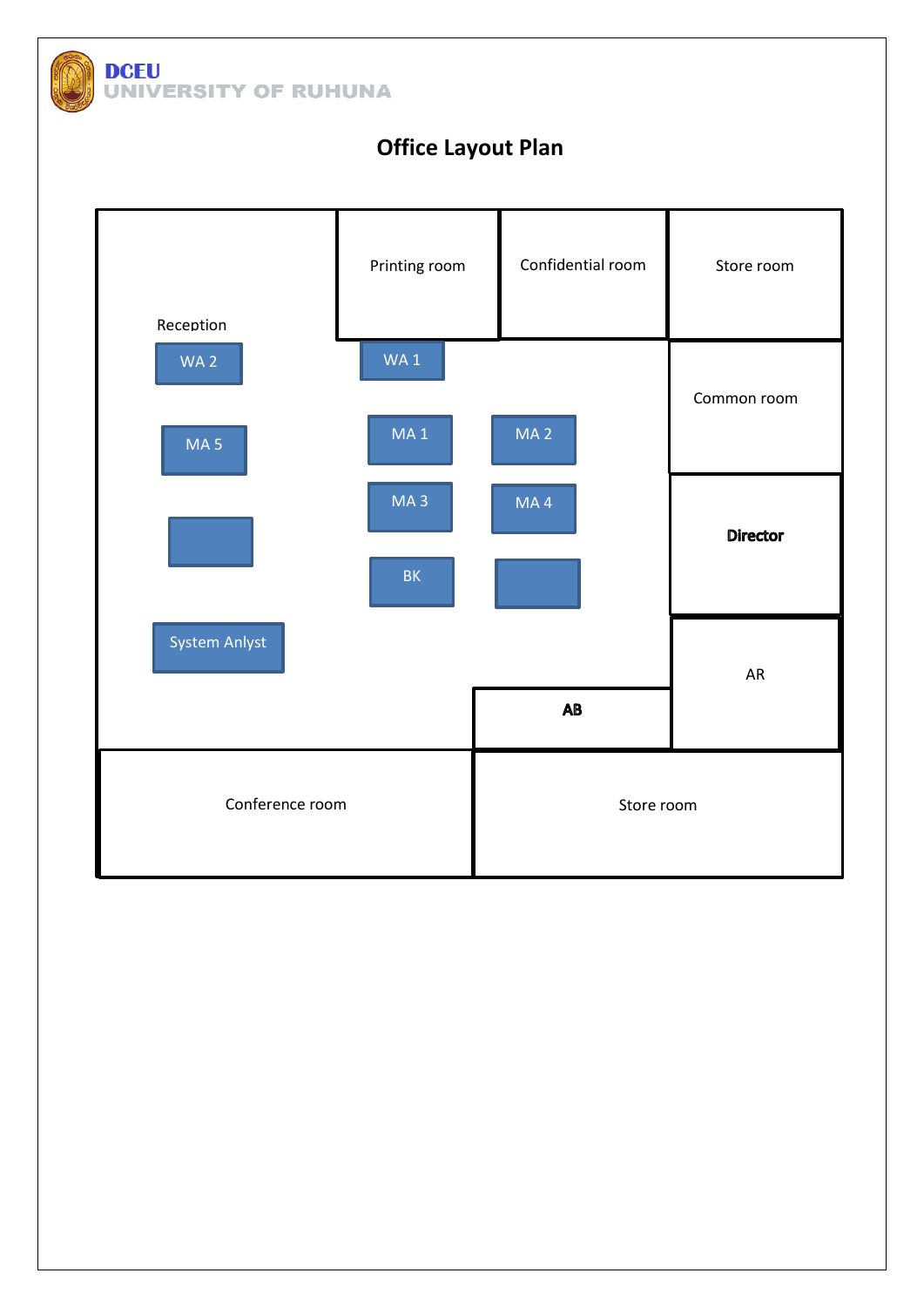**DCEU**
**UNIVERSITY OF RUHUNA**

# Office Layout Plan

Printing room

Confidential room

Store room

Reception

WA 2

WA 1

Common room

MA 5

MA 1

MA 2

MA 3

MA 4

**Director**

BK

System Anlyst

AR

**AB**

Conference room

Store room